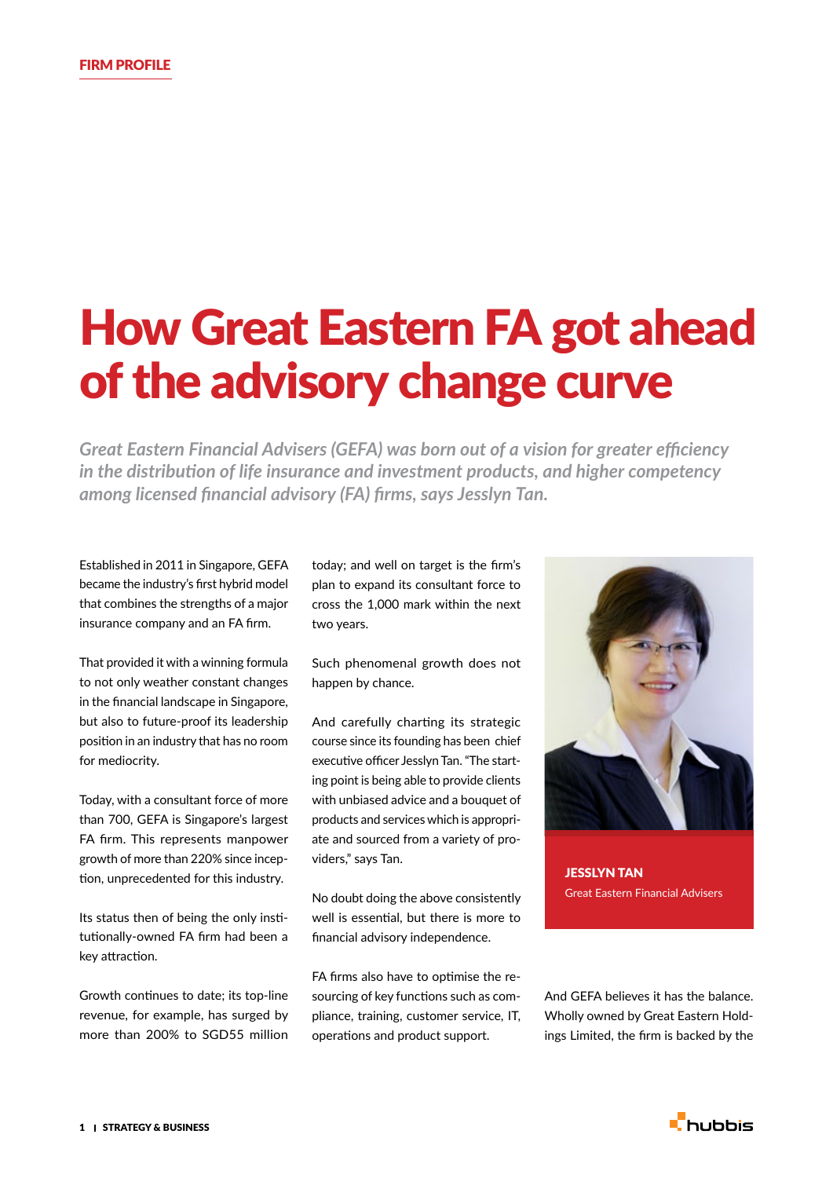FIRM PROFILE

# How Great Eastern FA got ahead of the advisory change curve

*Great Eastern Financial Advisers (GEFA) was born out of a vision for greater efficiency in the distribution of life insurance and investment products, and higher competency among licensed financial advisory (FA) firms, says Jesslyn Tan.*

Established in 2011 in Singapore, GEFA became the industry's first hybrid model that combines the strengths of a major insurance company and an FA firm.

That provided it with a winning formula to not only weather constant changes in the financial landscape in Singapore, but also to future-proof its leadership position in an industry that has no room for mediocrity.

Today, with a consultant force of more than 700, GEFA is Singapore's largest FA firm. This represents manpower growth of more than 220% since inception, unprecedented for this industry.

Its status then of being the only institutionally-owned FA firm had been a key attraction.

Growth continues to date; its top-line revenue, for example, has surged by more than 200% to SGD55 million today; and well on target is the firm's plan to expand its consultant force to cross the 1,000 mark within the next two years.

Such phenomenal growth does not happen by chance.

And carefully charting its strategic course since its founding has been chief executive officer Jesslyn Tan. "The starting point is being able to provide clients with unbiased advice and a bouquet of products and services which is appropriate and sourced from a variety of providers," says Tan.

No doubt doing the above consistently well is essential, but there is more to financial advisory independence.

FA firms also have to optimise the resourcing of key functions such as compliance, training, customer service, IT, operations and product support.

**JESSLYN TAN**
Great Eastern Financial Advisers

And GEFA believes it has the balance. Wholly owned by Great Eastern Holdings Limited, the firm is backed by the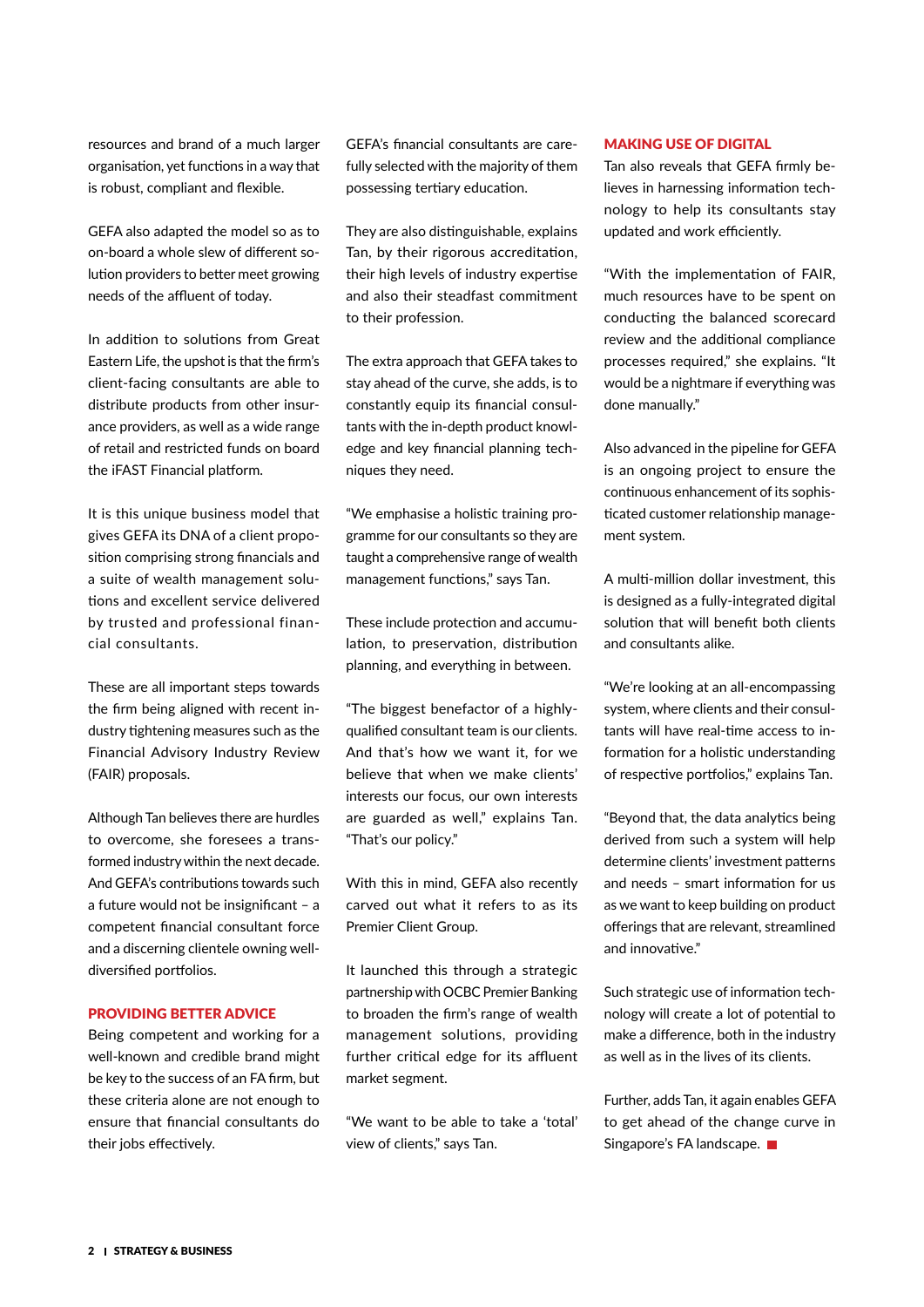resources and brand of a much larger organisation, yet functions in a way that is robust, compliant and flexible.

GEFA also adapted the model so as to on-board a whole slew of different solution providers to better meet growing needs of the affluent of today.

In addition to solutions from Great Eastern Life, the upshot is that the firm's client-facing consultants are able to distribute products from other insurance providers, as well as a wide range of retail and restricted funds on board the iFAST Financial platform.

It is this unique business model that gives GEFA its DNA of a client proposition comprising strong financials and a suite of wealth management solutions and excellent service delivered by trusted and professional financial consultants.

These are all important steps towards the firm being aligned with recent industry tightening measures such as the Financial Advisory Industry Review (FAIR) proposals.

Although Tan believes there are hurdles to overcome, she foresees a transformed industry within the next decade. And GEFA's contributions towards such a future would not be insignificant – a competent financial consultant force and a discerning clientele owning well-diversified portfolios.

## PROVIDING BETTER ADVICE

Being competent and working for a well-known and credible brand might be key to the success of an FA firm, but these criteria alone are not enough to ensure that financial consultants do their jobs effectively.

GEFA's financial consultants are carefully selected with the majority of them possessing tertiary education.

They are also distinguishable, explains Tan, by their rigorous accreditation, their high levels of industry expertise and also their steadfast commitment to their profession.

The extra approach that GEFA takes to stay ahead of the curve, she adds, is to constantly equip its financial consultants with the in-depth product knowledge and key financial planning techniques they need.

"We emphasise a holistic training programme for our consultants so they are taught a comprehensive range of wealth management functions," says Tan.

These include protection and accumulation, to preservation, distribution planning, and everything in between.

"The biggest benefactor of a highly-qualified consultant team is our clients. And that's how we want it, for we believe that when we make clients' interests our focus, our own interests are guarded as well," explains Tan. "That's our policy."

With this in mind, GEFA also recently carved out what it refers to as its Premier Client Group.

It launched this through a strategic partnership with OCBC Premier Banking to broaden the firm's range of wealth management solutions, providing further critical edge for its affluent market segment.

"We want to be able to take a 'total' view of clients," says Tan.

## MAKING USE OF DIGITAL

Tan also reveals that GEFA firmly believes in harnessing information technology to help its consultants stay updated and work efficiently.

"With the implementation of FAIR, much resources have to be spent on conducting the balanced scorecard review and the additional compliance processes required," she explains. "It would be a nightmare if everything was done manually."

Also advanced in the pipeline for GEFA is an ongoing project to ensure the continuous enhancement of its sophisticated customer relationship management system.

A multi-million dollar investment, this is designed as a fully-integrated digital solution that will benefit both clients and consultants alike.

"We're looking at an all-encompassing system, where clients and their consultants will have real-time access to information for a holistic understanding of respective portfolios," explains Tan.

"Beyond that, the data analytics being derived from such a system will help determine clients' investment patterns and needs – smart information for us as we want to keep building on product offerings that are relevant, streamlined and innovative."

Such strategic use of information technology will create a lot of potential to make a difference, both in the industry as well as in the lives of its clients.

Further, adds Tan, it again enables GEFA to get ahead of the change curve in Singapore's FA landscape. ■